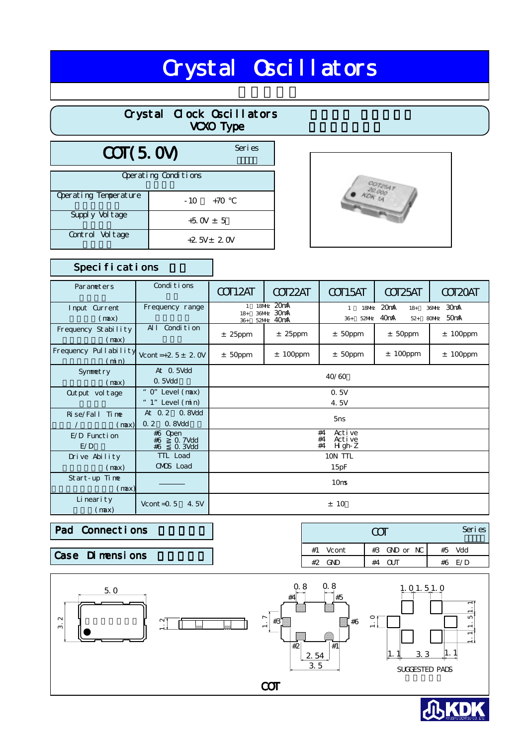# Crystal Oscillators

## Crystal Clock Oscillators
## VCXO Type

### COT(5.0V) Series

| Operating Conditions | |
|---|---|
| Operating Temperature | -10 +70 °C |
| Supply Voltage | +5.0V ± 5 |
| Control Voltage | +2.5V± 2.0V |

## Specifications

| Parameters | Conditions | COT12AT | COT22AT | COT15AT | COT25AT | COT20AT |
|---|---|---|---|---|---|---|
| Input Current (max) | Frequency range | 1 18MHz 20mA<br>18+ 36MHz 30mA<br>36+ 52MHz 40mA | | 1 18MHz 20mA<br>36+ 52MHz 40mA | | 18+ 36MHz 30mA<br>52+ 80MHz 50mA |
| Frequency Stability (max) | All Condition | ± 25ppm | ± 25ppm | ± 50ppm | ± 50ppm | ± 100ppm |
| Frequency Pullability (min) | Vcont=+2.5± 2.0V | ± 50ppm | ± 100ppm | ± 50ppm | ± 100ppm | ± 100ppm |
| Symmetry (max) | At 0.5Vdd<br>0.5Vdd | 40/60 | | | | |
| Output voltage | "0" Level(max)<br>"1" Level(min) | 0.5V<br>4.5V | | | | |
| Rise/Fall Time / (max) | At 0.2 0.8Vdd<br>0.2 0.8Vdd | 5ns | | | | |
| E/D Function<br>E/D | #6 Open<br>#6 ≧ 0.7Vdd<br>#6 ≦ 0.3Vdd | #4 Active<br>#4 Active<br>#4 High-Z | | | | |
| Drive Ability (max) | TTL Load<br>CMOS Load | 10N TTL<br>15pF | | | | |
| Start-up Time (max) | ――― | 10ms | | | | |
| Linearity (max) | Vcont=0.5 4.5V | ± 10 | | | | |

## Pad Connections

| COT Series | | |
|---|---|---|
| #1 Vcont | #3 GND or NC | #5 Vdd |
| #2 GND | #4 OUT | #6 E/D |

## Case Dimensions

5.0 / 3.2 / 1.2 / 0.8 / 0.8 / 1.7 / 2.54 / 3.5 / #1 #2 #3 #4 #5 #6

1.0 1.5 1.0 / 1.1 1.5 1.1 / 1.0 / 1.1 3.3 1.1

SUGGESTED PADS

COT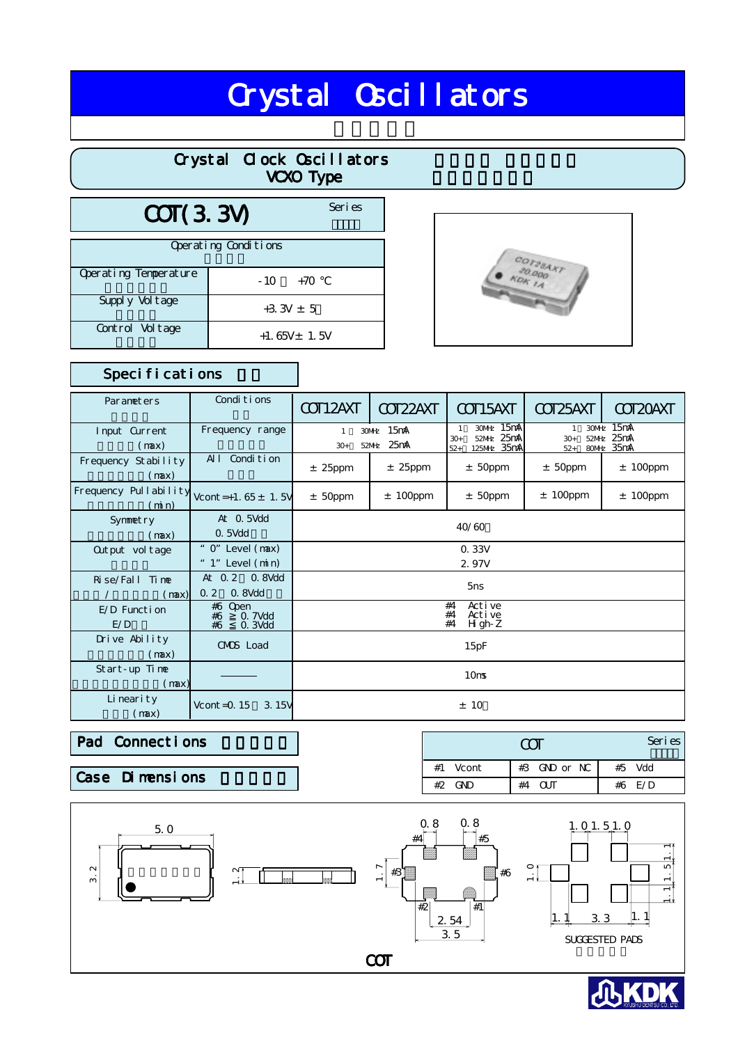# Crystal Oscillators

## Crystal Clock Oscillators
## VCXO Type

### COT(3.3V) Series

| Operating Conditions | |
|---|---|
| Operating Temperature | -10 +70 ℃ |
| Supply Voltage | +3.3V ± 5 |
| Control Voltage | +1.65V± 1.5V |

## Specifications

| Parameters | Conditions | COT12AXT | COT22AXT | COT15AXT | COT25AXT | COT20AXT |
|---|---|---|---|---|---|---|
| Input Current (max) | Frequency range | 1 30MHz 15mA<br>30+ 52MHz 25mA | | 1 30MHz 15mA<br>30+ 52MHz 25mA<br>52+ 125MHz 35mA | 1 30MHz 15mA<br>30+ 52MHz 25mA<br>52+ 80MHz 35mA | |
| Frequency Stability (max) | All Condition | ± 25ppm | ± 25ppm | ± 50ppm | ± 50ppm | ± 100ppm |
| Frequency Pullability (min) | Vcont=+1.65± 1.5V | ± 50ppm | ± 100ppm | ± 50ppm | ± 100ppm | ± 100ppm |
| Symmetry (max) | At 0.5Vdd<br>0.5Vdd | 40/60 | | | | |
| Output voltage | "0" Level(max)<br>"1" Level(min) | 0.33V<br>2.97V | | | | |
| Rise/Fall Time / (max) | At 0.2 0.8Vdd<br>0.2 0.8Vdd | 5ns | | | | |
| E/D Function<br>E/D | #6 Open<br>#6 ≧ 0.7Vdd<br>#6 ≦ 0.3Vdd | #4 Active<br>#4 Active<br>#4 High-Z | | | | |
| Drive Ability (max) | CMOS Load | 15pF | | | | |
| Start-up Time (max) | ——— | 10ms | | | | |
| Linearity (max) | Vcont=0.15 3.15V | ± 10 | | | | |

## Pad Connections

| COT Series | | |
|---|---|---|
| #1 Vcont | #3 GND or NC | #5 Vdd |
| #2 GND | #4 OUT | #6 E/D |

## Case Dimensions

5.0, 3.2, 1.2, 0.8, 0.8, 1.7, 2.54, 3.5, #1, #2, #3, #4, #5, #6

SUGGESTED PADS: 1.0 1.5 1.0, 1.1, 1.5, 1.1, 1.0, 1.1, 3.3, 1.1

COT

KDK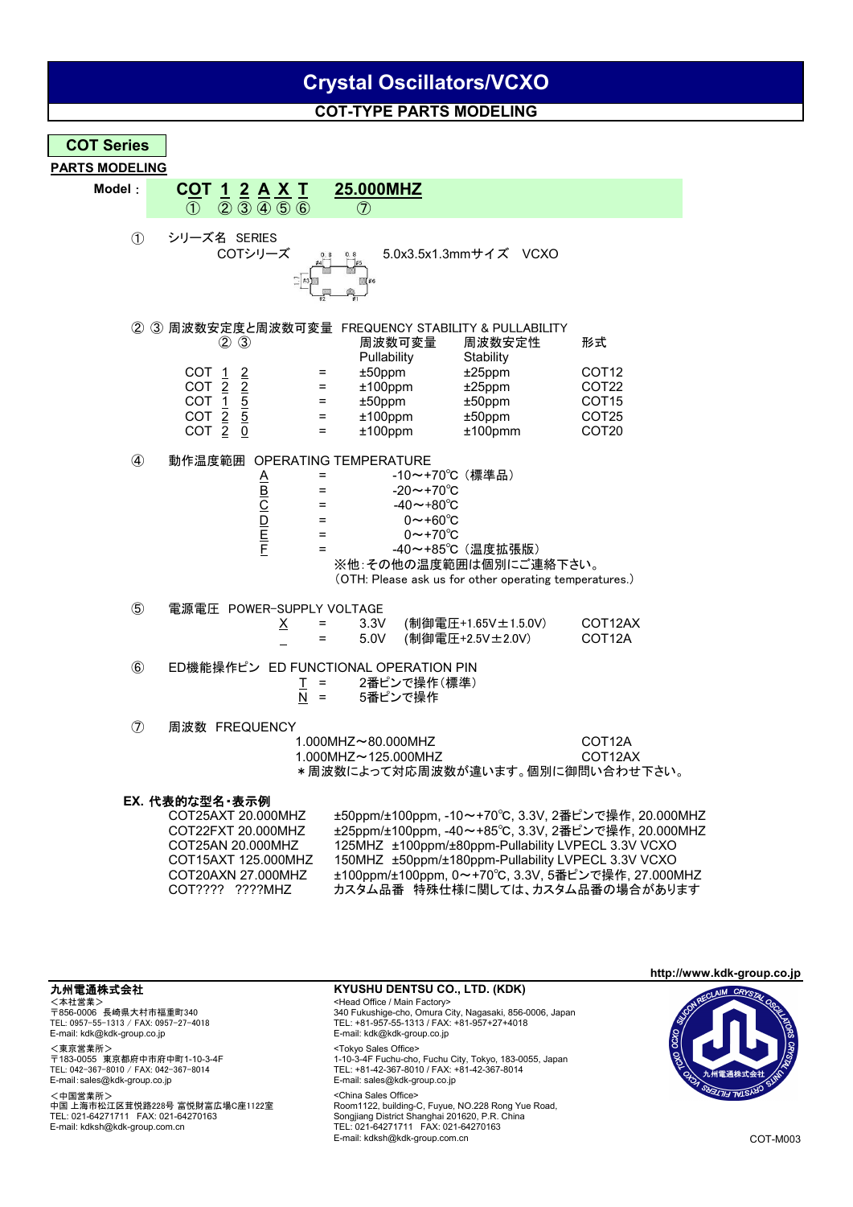# Crystal Oscillators/VCXO

## COT-TYPE PARTS MODELING

### COT Series

**PARTS MODELING**

**Model： COT 1 2 A X T 25.000MHZ**
① ② ③ ④ ⑤ ⑥ ⑦

① シリーズ名 SERIES
COTシリーズ 5.0x3.5x1.3mmサイズ VCXO

② ③ 周波数安定度と周波数可変量 FREQUENCY STABILITY & PULLABILITY

| ② ③ | | 周波数可変量 Pullability | 周波数安定性 Stability | 形式 |
|---|---|---|---|---|
| COT 1 2 | = | ±50ppm | ±25ppm | COT12 |
| COT 2 2 | = | ±100ppm | ±25ppm | COT22 |
| COT 1 5 | = | ±50ppm | ±50ppm | COT15 |
| COT 2 5 | = | ±100ppm | ±50ppm | COT25 |
| COT 2 0 | = | ±100ppm | ±100pmm | COT20 |

④ 動作温度範囲 OPERATING TEMPERATURE

| | | |
|---|---|---|
| A | = | -10～+70℃（標準品） |
| B | = | -20～+70℃ |
| C | = | -40～+80℃ |
| D | = | 0～+60℃ |
| E | = | 0～+70℃ |
| F | = | -40～+85℃（温度拡張版） |

※他：その他の温度範囲は個別にご連絡下さい。
（OTH: Please ask us for other operating temperatures.）

⑤ 電源電圧 POWER-SUPPLY VOLTAGE

| | | | | |
|---|---|---|---|---|
| X | = | 3.3V | (制御電圧+1.65V±1.5.0V) | COT12AX |
| _ | = | 5.0V | (制御電圧+2.5V±2.0V) | COT12A |

⑥ ED機能操作ピン ED FUNCTIONAL OPERATION PIN

| | | |
|---|---|---|
| T | = | 2番ピンで操作(標準) |
| N | = | 5番ピンで操作 |

⑦ 周波数 FREQUENCY

| | |
|---|---|
| 1.000MHZ～80.000MHZ | COT12A |
| 1.000MHZ～125.000MHZ | COT12AX |

＊周波数によって対応周波数が違います。個別に御問い合わせ下さい。

**EX. 代表的な型名・表示例**

| | |
|---|---|
| COT25AXT 20.000MHZ | ±50ppm/±100ppm, -10～+70℃, 3.3V, 2番ピンで操作, 20.000MHZ |
| COT22FXT 20.000MHZ | ±25ppm/±100ppm, -40～+85℃, 3.3V, 2番ピンで操作, 20.000MHZ |
| COT25AN 20.000MHZ | 125MHZ ±100ppm/±80ppm-Pullability LVPECL 3.3V VCXO |
| COT15AXT 125.000MHZ | 150MHZ ±50ppm/±180ppm-Pullability LVPECL 3.3V VCXO |
| COT20AXN 27.000MHZ | ±100ppm/±100ppm, 0～+70℃, 3.3V, 5番ピンで操作, 27.000MHZ |
| COT???? ????MHZ | カスタム品番 特殊仕様に関しては、カスタム品番の場合があります |

http://www.kdk-group.co.jp

**九州電通株式会社**
＜本社営業＞
〒856-0006 長崎県大村市福重町340
TEL: 0957-55-1313 / FAX: 0957-27-4018
E-mail: kdk@kdk-group.co.jp
＜東京営業所＞
〒183-0055 東京都府中市府中町1-10-3-4F
TEL: 042-367-8010 / FAX: 042-367-8014
E-mail: sales@kdk-group.co.jp
＜中国営業所＞
中国 上海市松江区茸悦路228号 富悦財富広場C座1122室
TEL: 021-64271711 FAX: 021-64270163
E-mail: kdksh@kdk-group.com.cn

**KYUSHU DENTSU CO., LTD. (KDK)**
<Head Office / Main Factory>
340 Fukushige-cho, Omura City, Nagasaki, 856-0006, Japan
TEL: +81-957-55-1313 / FAX: +81-957+27+4018
E-mail: kdk@kdk-group.co.jp
<Tokyo Sales Office>
1-10-3-4F Fuchu-cho, Fuchu City, Tokyo, 183-0055, Japan
TEL: +81-42-367-8010 / FAX: +81-42-367-8014
E-mail: sales@kdk-group.co.jp
<China Sales Office>
Room1122, building-C, Fuyue, NO.228 Rong Yue Road,
Songjiang District Shanghai 201620, P.R. China
TEL: 021-64271711 FAX: 021-64270163
E-mail: kdksh@kdk-group.com.cn

COT-M003